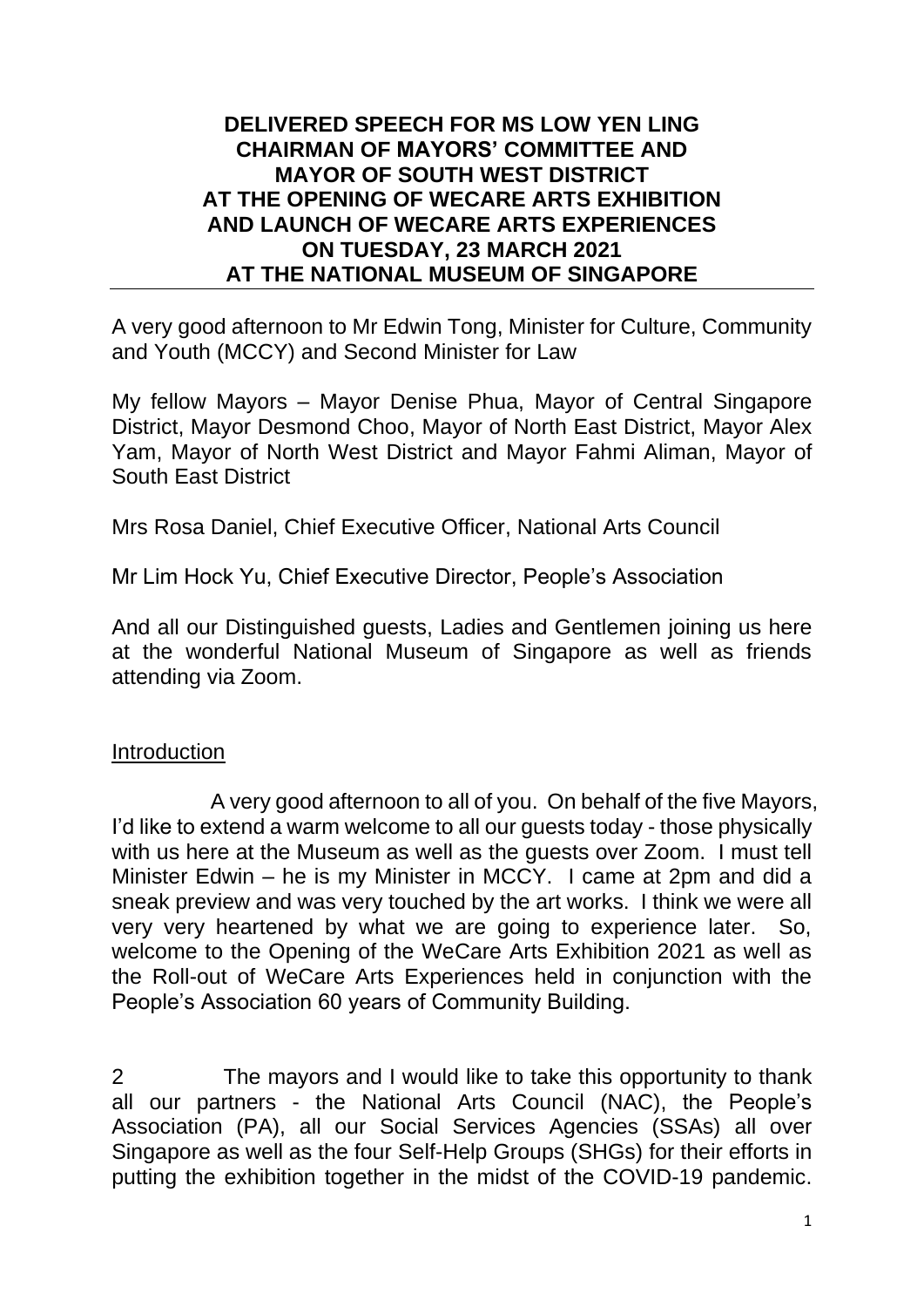**DELIVERED SPEECH FOR MS LOW YEN LING**
**CHAIRMAN OF MAYORS' COMMITTEE AND**
**MAYOR OF SOUTH WEST DISTRICT**
**AT THE OPENING OF WECARE ARTS EXHIBITION**
**AND LAUNCH OF WECARE ARTS EXPERIENCES**
**ON TUESDAY, 23 MARCH 2021**
**AT THE NATIONAL MUSEUM OF SINGAPORE**

---

A very good afternoon to Mr Edwin Tong, Minister for Culture, Community and Youth (MCCY) and Second Minister for Law

My fellow Mayors – Mayor Denise Phua, Mayor of Central Singapore District, Mayor Desmond Choo, Mayor of North East District, Mayor Alex Yam, Mayor of North West District and Mayor Fahmi Aliman, Mayor of South East District

Mrs Rosa Daniel, Chief Executive Officer, National Arts Council

Mr Lim Hock Yu, Chief Executive Director, People's Association

And all our Distinguished guests, Ladies and Gentlemen joining us here at the wonderful National Museum of Singapore as well as friends attending via Zoom.

## Introduction

A very good afternoon to all of you. On behalf of the five Mayors, I'd like to extend a warm welcome to all our guests today - those physically with us here at the Museum as well as the guests over Zoom. I must tell Minister Edwin – he is my Minister in MCCY. I came at 2pm and did a sneak preview and was very touched by the art works. I think we were all very very heartened by what we are going to experience later. So, welcome to the Opening of the WeCare Arts Exhibition 2021 as well as the Roll-out of WeCare Arts Experiences held in conjunction with the People's Association 60 years of Community Building.

2 The mayors and I would like to take this opportunity to thank all our partners - the National Arts Council (NAC), the People's Association (PA), all our Social Services Agencies (SSAs) all over Singapore as well as the four Self-Help Groups (SHGs) for their efforts in putting the exhibition together in the midst of the COVID-19 pandemic.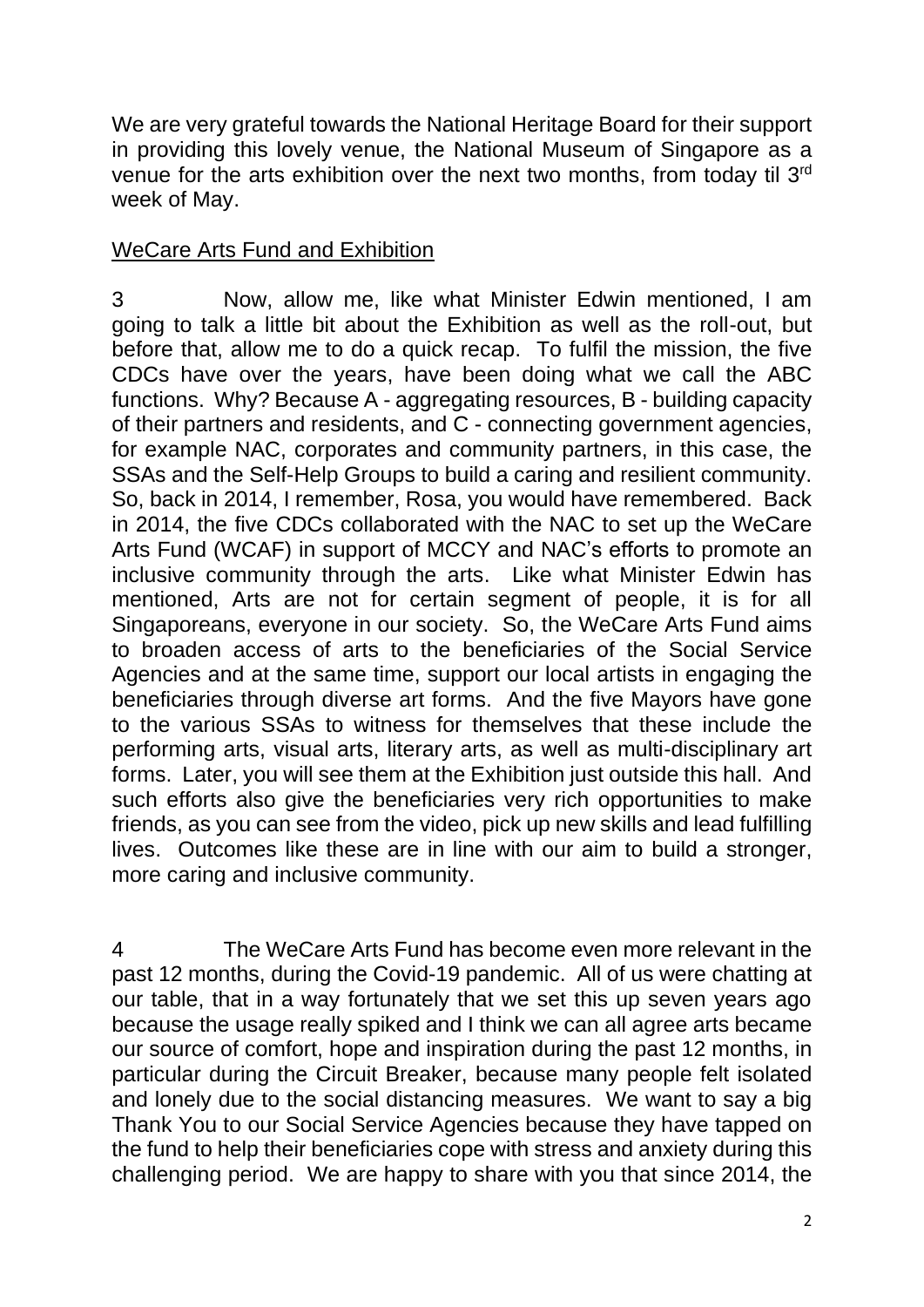We are very grateful towards the National Heritage Board for their support in providing this lovely venue, the National Museum of Singapore as a venue for the arts exhibition over the next two months, from today til 3rd week of May.

<u>WeCare Arts Fund and Exhibition</u>

3 Now, allow me, like what Minister Edwin mentioned, I am going to talk a little bit about the Exhibition as well as the roll-out, but before that, allow me to do a quick recap. To fulfil the mission, the five CDCs have over the years, have been doing what we call the ABC functions. Why? Because A - aggregating resources, B - building capacity of their partners and residents, and C - connecting government agencies, for example NAC, corporates and community partners, in this case, the SSAs and the Self-Help Groups to build a caring and resilient community. So, back in 2014, I remember, Rosa, you would have remembered. Back in 2014, the five CDCs collaborated with the NAC to set up the WeCare Arts Fund (WCAF) in support of MCCY and NAC's efforts to promote an inclusive community through the arts. Like what Minister Edwin has mentioned, Arts are not for certain segment of people, it is for all Singaporeans, everyone in our society. So, the WeCare Arts Fund aims to broaden access of arts to the beneficiaries of the Social Service Agencies and at the same time, support our local artists in engaging the beneficiaries through diverse art forms. And the five Mayors have gone to the various SSAs to witness for themselves that these include the performing arts, visual arts, literary arts, as well as multi-disciplinary art forms. Later, you will see them at the Exhibition just outside this hall. And such efforts also give the beneficiaries very rich opportunities to make friends, as you can see from the video, pick up new skills and lead fulfilling lives. Outcomes like these are in line with our aim to build a stronger, more caring and inclusive community.

4 The WeCare Arts Fund has become even more relevant in the past 12 months, during the Covid-19 pandemic. All of us were chatting at our table, that in a way fortunately that we set this up seven years ago because the usage really spiked and I think we can all agree arts became our source of comfort, hope and inspiration during the past 12 months, in particular during the Circuit Breaker, because many people felt isolated and lonely due to the social distancing measures. We want to say a big Thank You to our Social Service Agencies because they have tapped on the fund to help their beneficiaries cope with stress and anxiety during this challenging period. We are happy to share with you that since 2014, the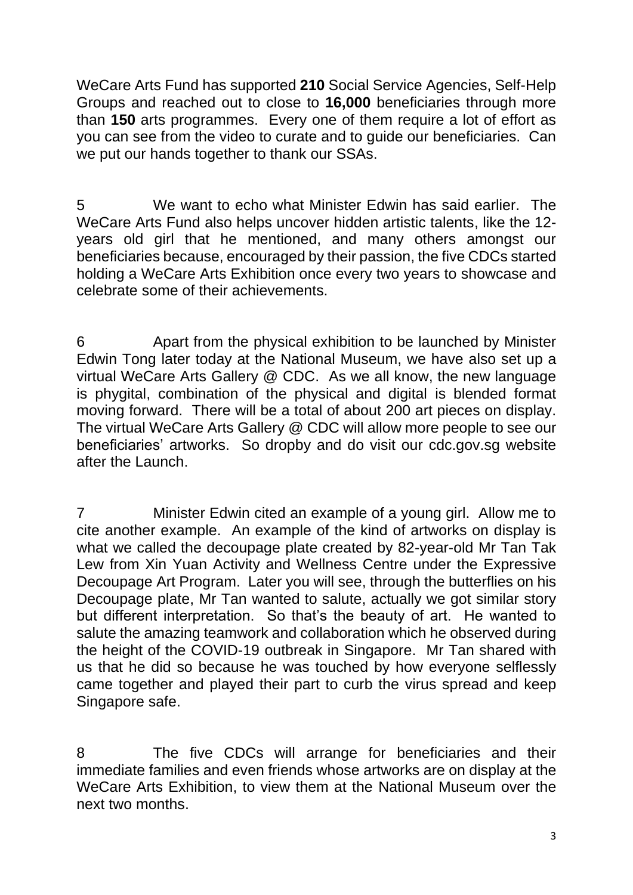WeCare Arts Fund has supported **210** Social Service Agencies, Self-Help Groups and reached out to close to **16,000** beneficiaries through more than **150** arts programmes. Every one of them require a lot of effort as you can see from the video to curate and to guide our beneficiaries. Can we put our hands together to thank our SSAs.

5 We want to echo what Minister Edwin has said earlier. The WeCare Arts Fund also helps uncover hidden artistic talents, like the 12-years old girl that he mentioned, and many others amongst our beneficiaries because, encouraged by their passion, the five CDCs started holding a WeCare Arts Exhibition once every two years to showcase and celebrate some of their achievements.

6 Apart from the physical exhibition to be launched by Minister Edwin Tong later today at the National Museum, we have also set up a virtual WeCare Arts Gallery @ CDC. As we all know, the new language is phygital, combination of the physical and digital is blended format moving forward. There will be a total of about 200 art pieces on display. The virtual WeCare Arts Gallery @ CDC will allow more people to see our beneficiaries' artworks. So dropby and do visit our cdc.gov.sg website after the Launch.

7 Minister Edwin cited an example of a young girl. Allow me to cite another example. An example of the kind of artworks on display is what we called the decoupage plate created by 82-year-old Mr Tan Tak Lew from Xin Yuan Activity and Wellness Centre under the Expressive Decoupage Art Program. Later you will see, through the butterflies on his Decoupage plate, Mr Tan wanted to salute, actually we got similar story but different interpretation. So that's the beauty of art. He wanted to salute the amazing teamwork and collaboration which he observed during the height of the COVID-19 outbreak in Singapore. Mr Tan shared with us that he did so because he was touched by how everyone selflessly came together and played their part to curb the virus spread and keep Singapore safe.

8 The five CDCs will arrange for beneficiaries and their immediate families and even friends whose artworks are on display at the WeCare Arts Exhibition, to view them at the National Museum over the next two months.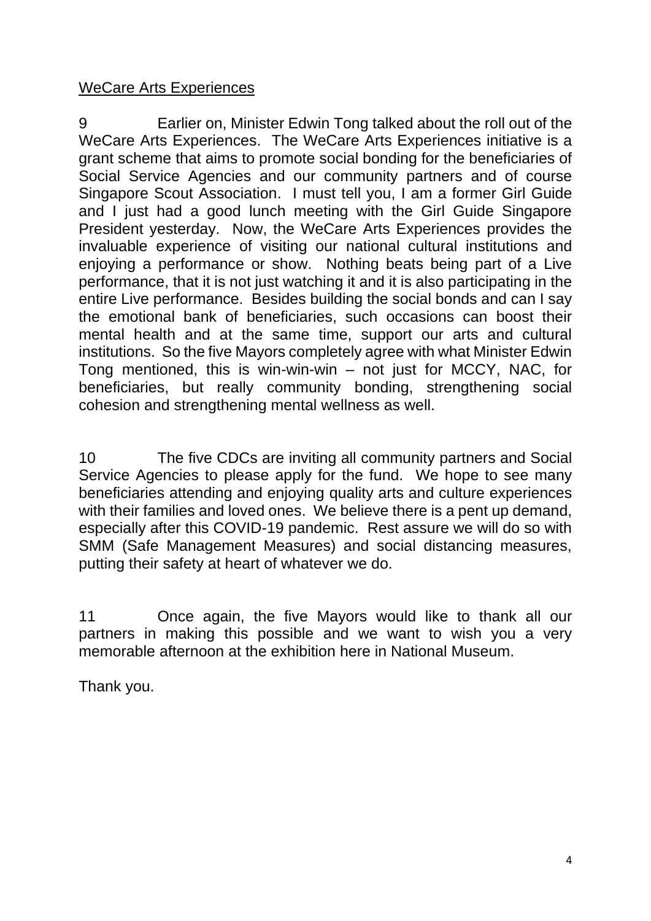WeCare Arts Experiences

9 Earlier on, Minister Edwin Tong talked about the roll out of the WeCare Arts Experiences. The WeCare Arts Experiences initiative is a grant scheme that aims to promote social bonding for the beneficiaries of Social Service Agencies and our community partners and of course Singapore Scout Association. I must tell you, I am a former Girl Guide and I just had a good lunch meeting with the Girl Guide Singapore President yesterday. Now, the WeCare Arts Experiences provides the invaluable experience of visiting our national cultural institutions and enjoying a performance or show. Nothing beats being part of a Live performance, that it is not just watching it and it is also participating in the entire Live performance. Besides building the social bonds and can I say the emotional bank of beneficiaries, such occasions can boost their mental health and at the same time, support our arts and cultural institutions. So the five Mayors completely agree with what Minister Edwin Tong mentioned, this is win-win-win – not just for MCCY, NAC, for beneficiaries, but really community bonding, strengthening social cohesion and strengthening mental wellness as well.

10 The five CDCs are inviting all community partners and Social Service Agencies to please apply for the fund. We hope to see many beneficiaries attending and enjoying quality arts and culture experiences with their families and loved ones. We believe there is a pent up demand, especially after this COVID-19 pandemic. Rest assure we will do so with SMM (Safe Management Measures) and social distancing measures, putting their safety at heart of whatever we do.

11 Once again, the five Mayors would like to thank all our partners in making this possible and we want to wish you a very memorable afternoon at the exhibition here in National Museum.

Thank you.